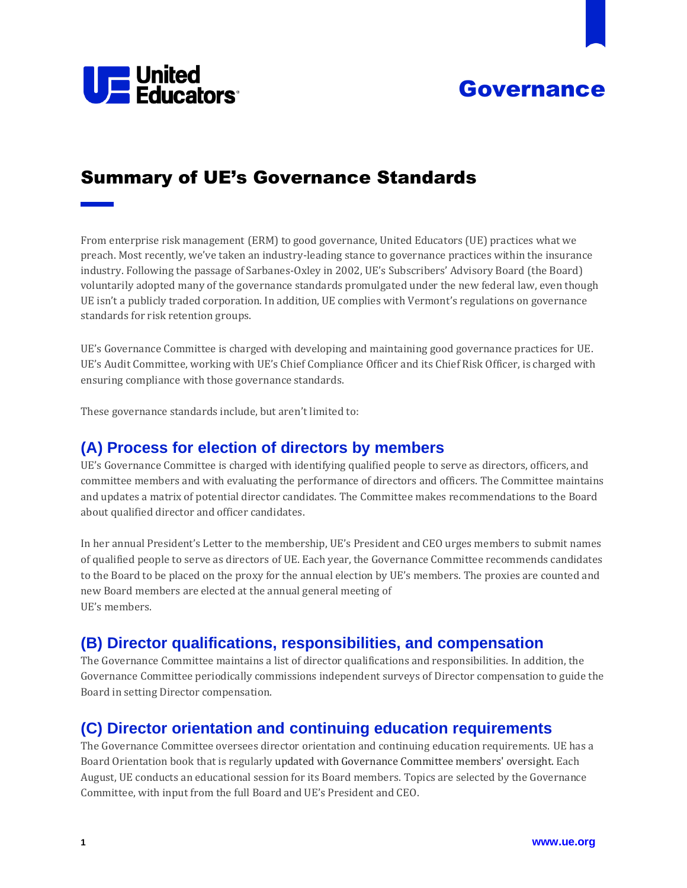United Educators

# Governance

## Summary of UE's Governance Standards

From enterprise risk management (ERM) to good governance, United Educators (UE) practices what we preach. Most recently, we've taken an industry-leading stance to governance practices within the insurance industry. Following the passage of Sarbanes-Oxley in 2002, UE's Subscribers' Advisory Board (the Board) voluntarily adopted many of the governance standards promulgated under the new federal law, even though UE isn't a publicly traded corporation. In addition, UE complies with Vermont's regulations on governance standards for risk retention groups.

UE's Governance Committee is charged with developing and maintaining good governance practices for UE. UE's Audit Committee, working with UE's Chief Compliance Officer and its Chief Risk Officer, is charged with ensuring compliance with those governance standards.

These governance standards include, but aren't limited to:

### (A) Process for election of directors by members

UE's Governance Committee is charged with identifying qualified people to serve as directors, officers, and committee members and with evaluating the performance of directors and officers. The Committee maintains and updates a matrix of potential director candidates. The Committee makes recommendations to the Board about qualified director and officer candidates.

In her annual President's Letter to the membership, UE's President and CEO urges members to submit names of qualified people to serve as directors of UE. Each year, the Governance Committee recommends candidates to the Board to be placed on the proxy for the annual election by UE's members. The proxies are counted and new Board members are elected at the annual general meeting of UE's members.

### (B) Director qualifications, responsibilities, and compensation

The Governance Committee maintains a list of director qualifications and responsibilities. In addition, the Governance Committee periodically commissions independent surveys of Director compensation to guide the Board in setting Director compensation.

### (C) Director orientation and continuing education requirements

The Governance Committee oversees director orientation and continuing education requirements. UE has a Board Orientation book that is regularly updated with Governance Committee members' oversight. Each August, UE conducts an educational session for its Board members. Topics are selected by the Governance Committee, with input from the full Board and UE's President and CEO.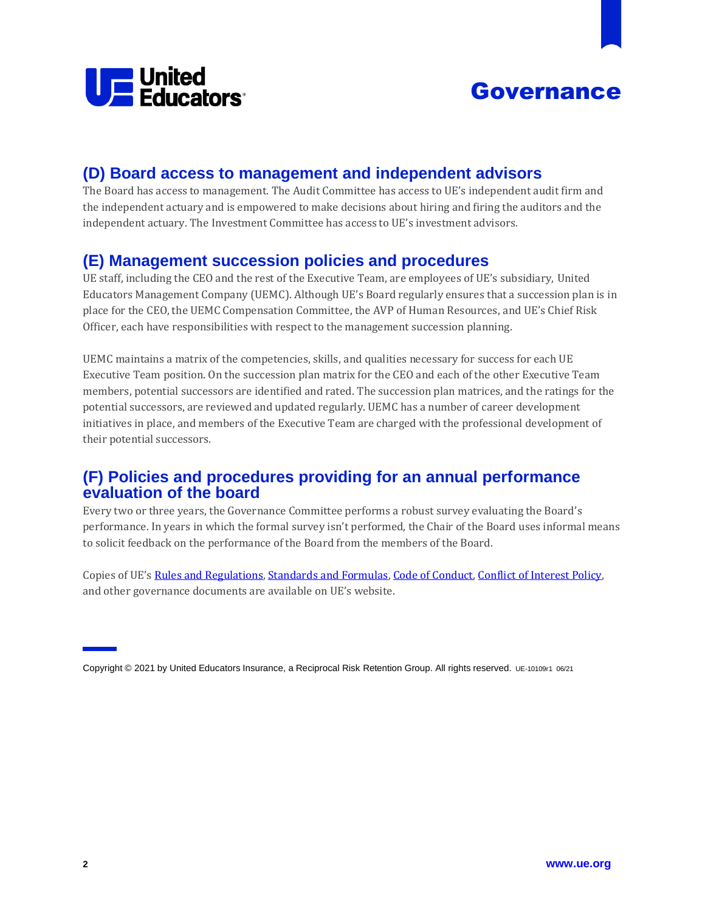## (D) Board access to management and independent advisors

The Board has access to management. The Audit Committee has access to UE's independent audit firm and the independent actuary and is empowered to make decisions about hiring and firing the auditors and the independent actuary. The Investment Committee has access to UE's investment advisors.

## (E) Management succession policies and procedures

UE staff, including the CEO and the rest of the Executive Team, are employees of UE's subsidiary, United Educators Management Company (UEMC). Although UE's Board regularly ensures that a succession plan is in place for the CEO, the UEMC Compensation Committee, the AVP of Human Resources, and UE's Chief Risk Officer, each have responsibilities with respect to the management succession planning.

UEMC maintains a matrix of the competencies, skills, and qualities necessary for success for each UE Executive Team position. On the succession plan matrix for the CEO and each of the other Executive Team members, potential successors are identified and rated. The succession plan matrices, and the ratings for the potential successors, are reviewed and updated regularly. UEMC has a number of career development initiatives in place, and members of the Executive Team are charged with the professional development of their potential successors.

## (F) Policies and procedures providing for an annual performance evaluation of the board

Every two or three years, the Governance Committee performs a robust survey evaluating the Board's performance. In years in which the formal survey isn't performed, the Chair of the Board uses informal means to solicit feedback on the performance of the Board from the members of the Board.

Copies of UE's Rules and Regulations, Standards and Formulas, Code of Conduct, Conflict of Interest Policy, and other governance documents are available on UE's website.

Copyright © 2021 by United Educators Insurance, a Reciprocal Risk Retention Group. All rights reserved. UE-10109r1 06/21